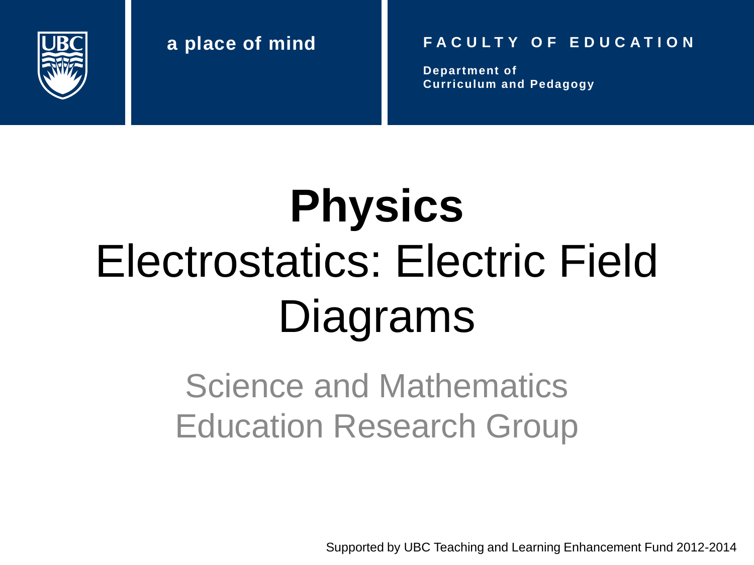a place of mind

FACULTY OF EDUCATION

Department of Curriculum and Pedagogy

# Physics

## Electrostatics: Electric Field Diagrams

Science and Mathematics Education Research Group

Supported by UBC Teaching and Learning Enhancement Fund 2012-2014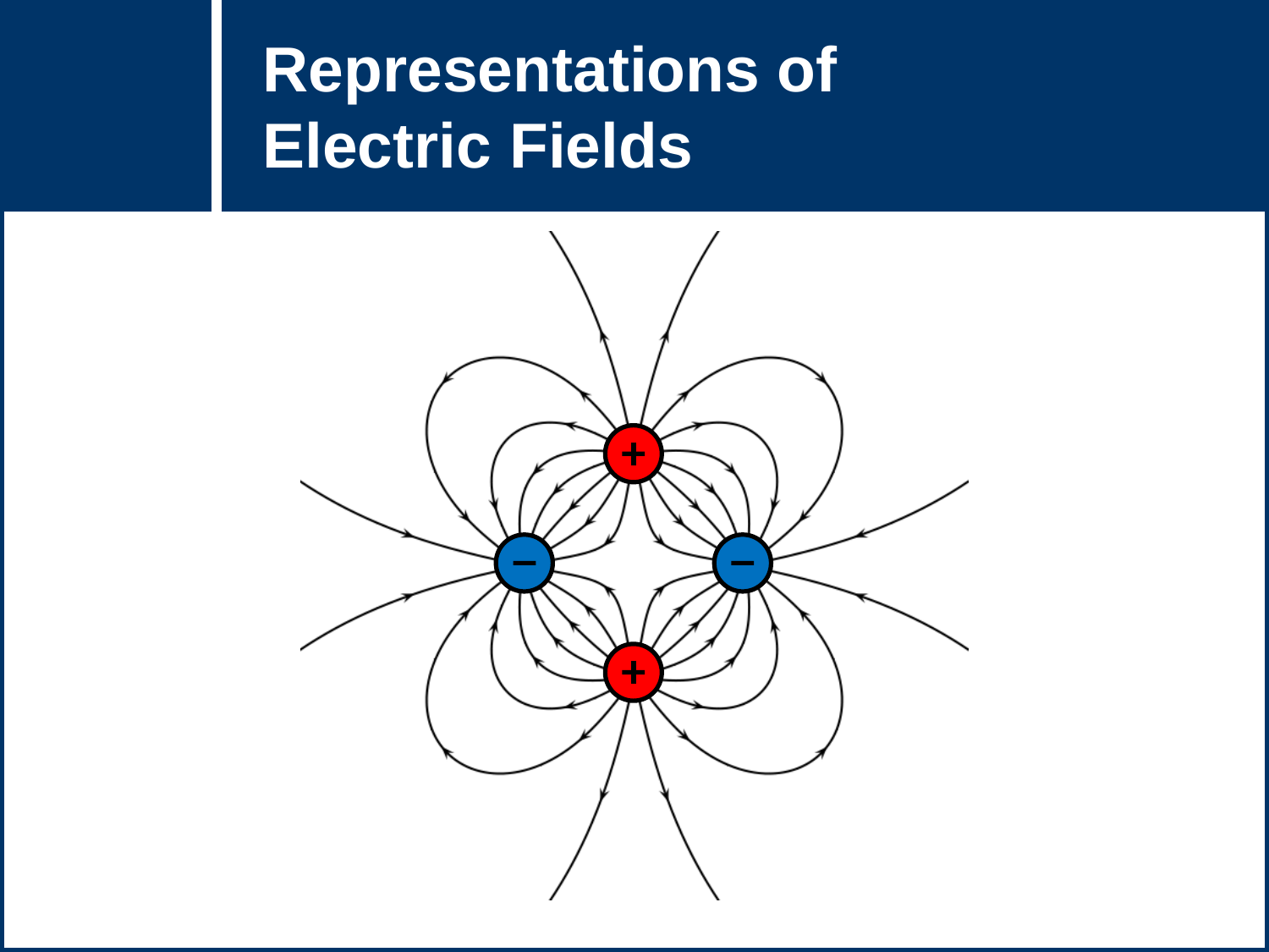# Representations of Electric Fields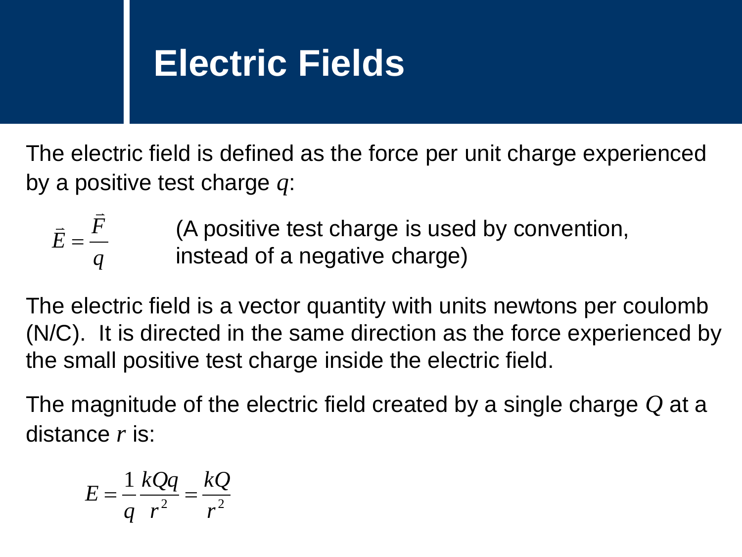# Electric Fields

The electric field is defined as the force per unit charge experienced by a positive test charge $q$:

$$\vec{E} = \frac{\vec{F}}{q}$$

(A positive test charge is used by convention, instead of a negative charge)

The electric field is a vector quantity with units newtons per coulomb (N/C). It is directed in the same direction as the force experienced by the small positive test charge inside the electric field.

The magnitude of the electric field created by a single charge $Q$ at a distance $r$ is:

$$E = \frac{1}{q}\frac{kQq}{r^2} = \frac{kQ}{r^2}$$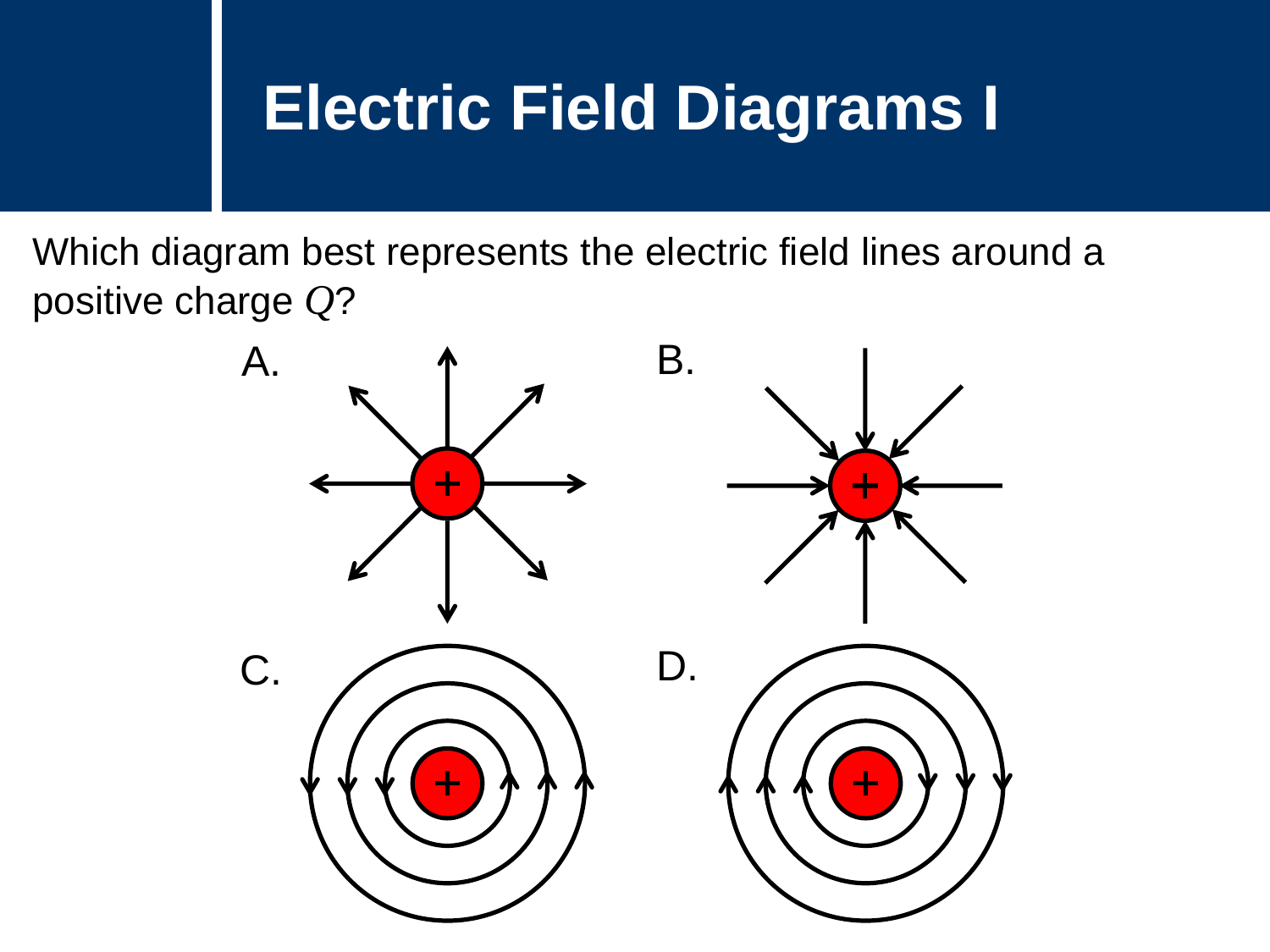# Electric Field Diagrams I

Which diagram best represents the electric field lines around a positive charge $Q$?

A.

B.

C.

D.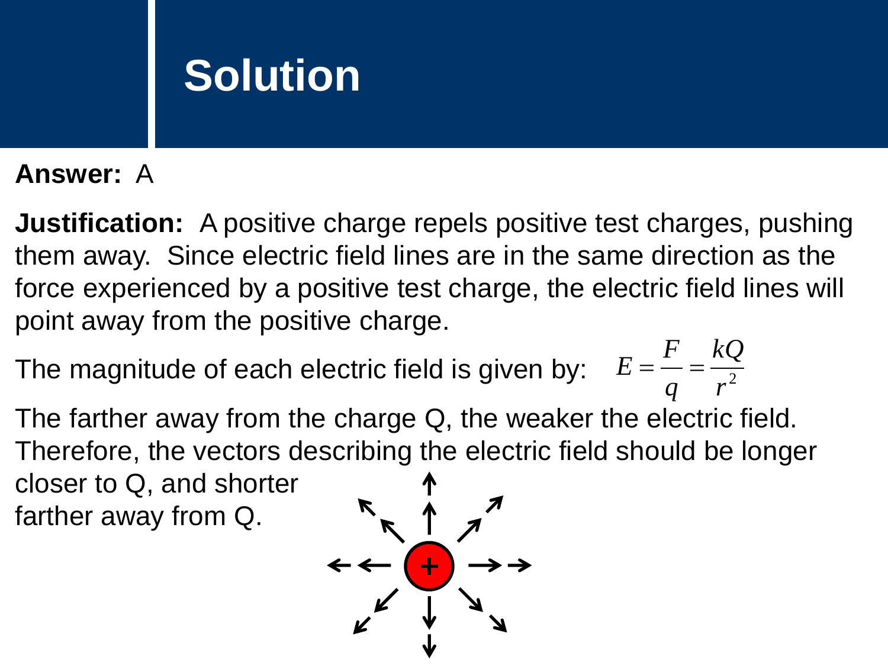# Solution

**Answer:** A

**Justification:** A positive charge repels positive test charges, pushing them away. Since electric field lines are in the same direction as the force experienced by a positive test charge, the electric field lines will point away from the positive charge.

The magnitude of each electric field is given by: $E = \frac{F}{q} = \frac{kQ}{r^2}$

The farther away from the charge Q, the weaker the electric field. Therefore, the vectors describing the electric field should be longer closer to Q, and shorter farther away from Q.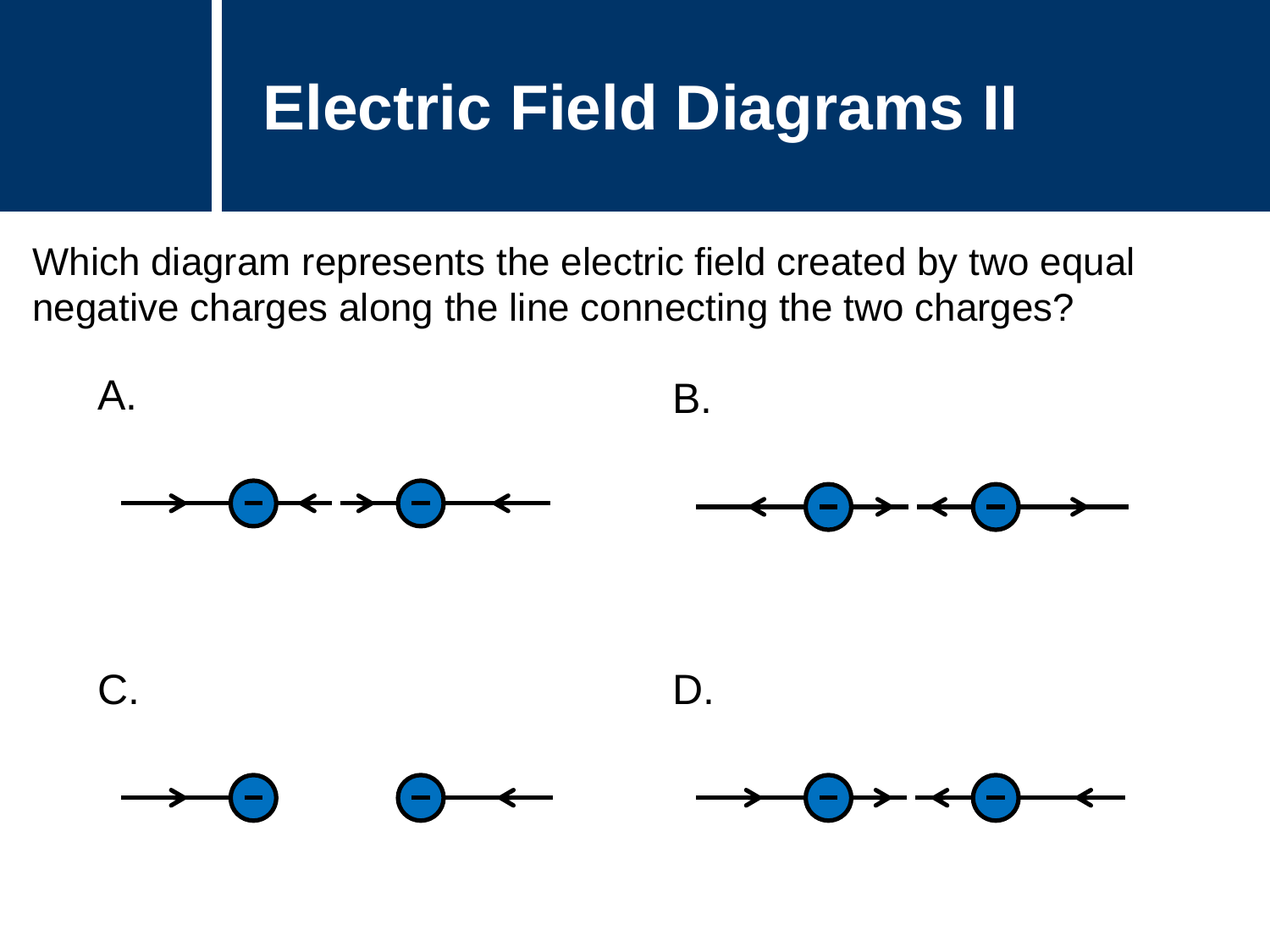# Electric Field Diagrams II

Which diagram represents the electric field created by two equal negative charges along the line connecting the two charges?

A.

B.

C.

D.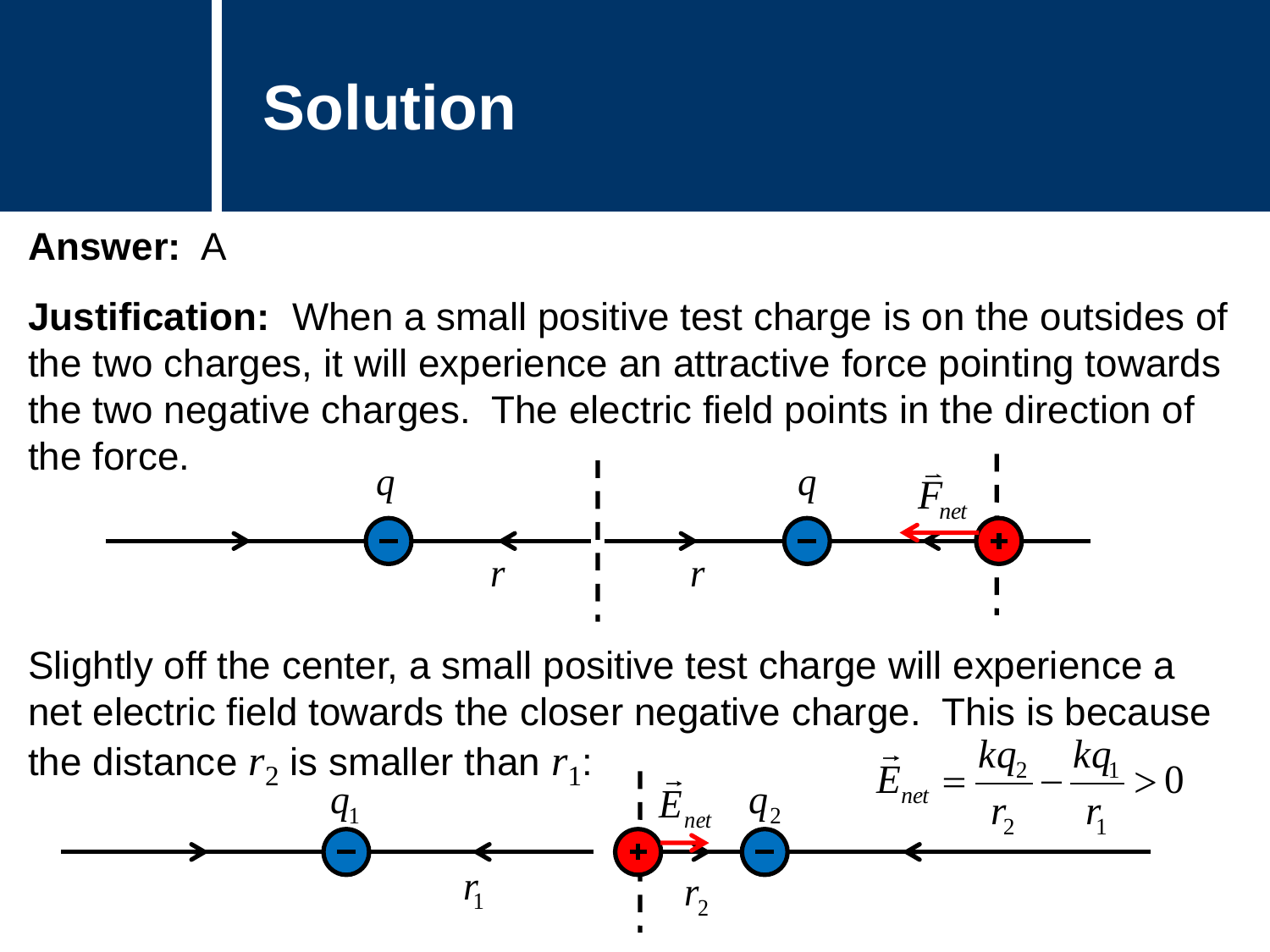# Solution

**Answer:** A

**Justification:** When a small positive test charge is on the outsides of the two charges, it will experience an attractive force pointing towards the two negative charges. The electric field points in the direction of the force.

Slightly off the center, a small positive test charge will experience a net electric field towards the closer negative charge. This is because the distance $r_2$ is smaller than $r_1$:

$$\vec{E}_{net} = \frac{kq_2}{r_2} - \frac{kq_1}{r_1} > 0$$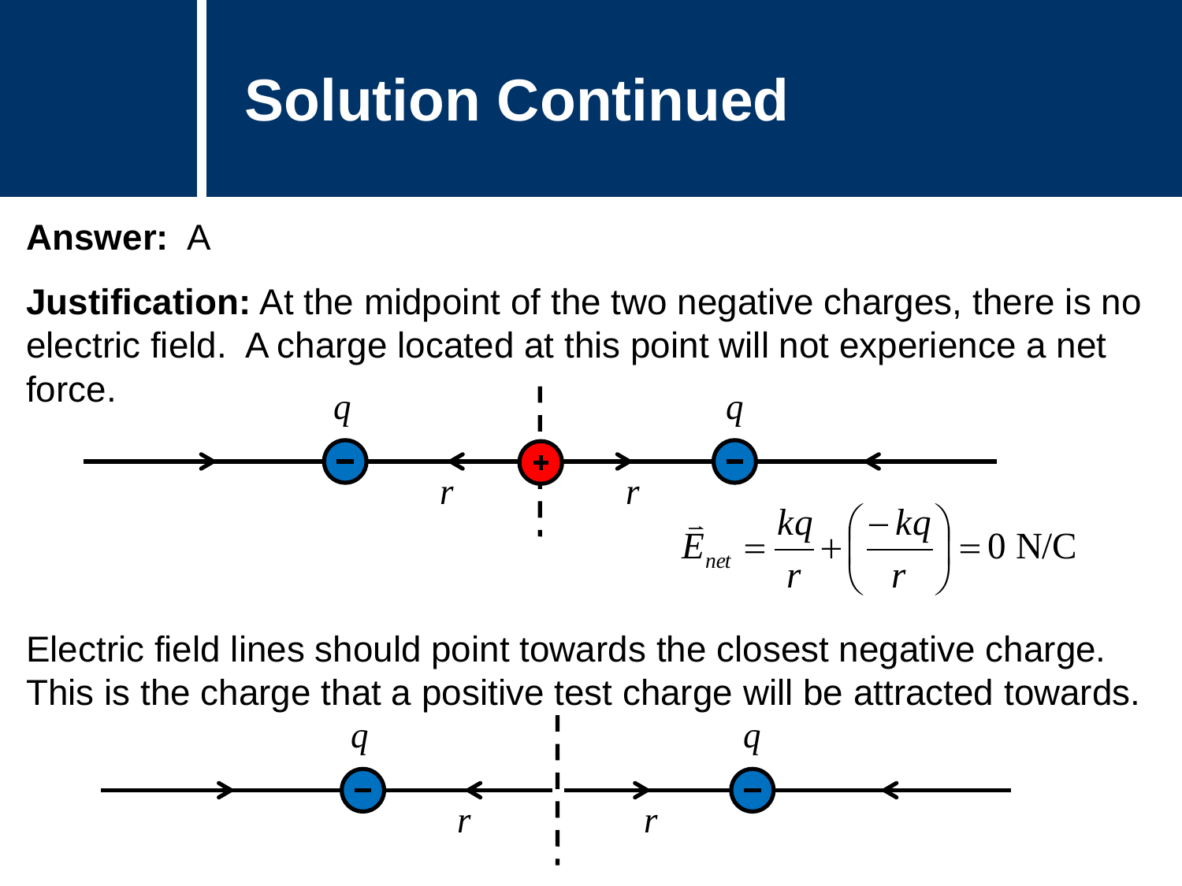# Solution Continued

**Answer:** A

**Justification:** At the midpoint of the two negative charges, there is no electric field. A charge located at this point will not experience a net force.

$$\vec{E}_{net} = \frac{kq}{r} + \left(\frac{-kq}{r}\right) = 0 \text{ N/C}$$

Electric field lines should point towards the closest negative charge. This is the charge that a positive test charge will be attracted towards.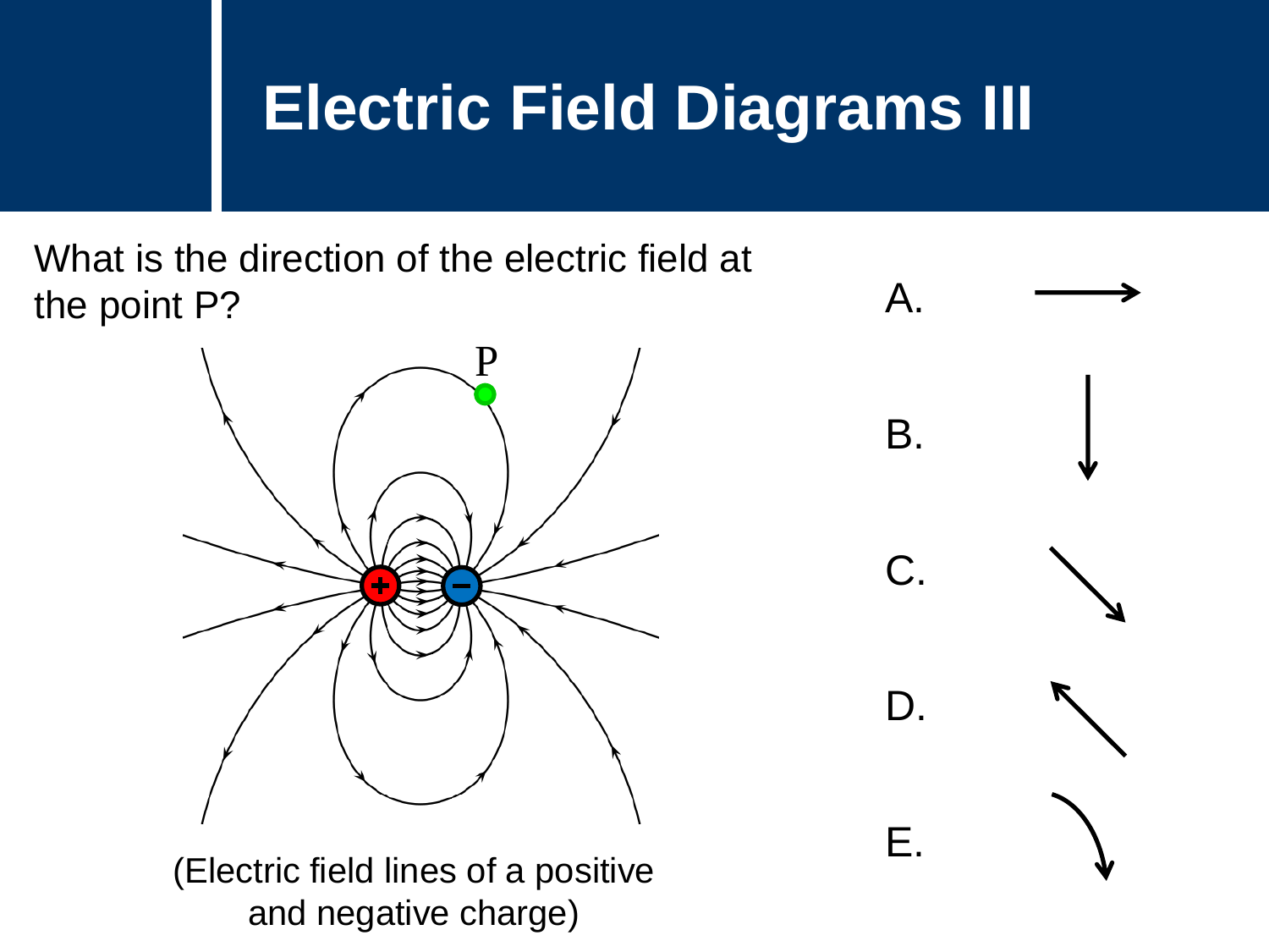# Electric Field Diagrams III

What is the direction of the electric field at the point P?

(Electric field lines of a positive and negative charge)

A. →

B. ↓

C. ↘

D. ↖

E. ↷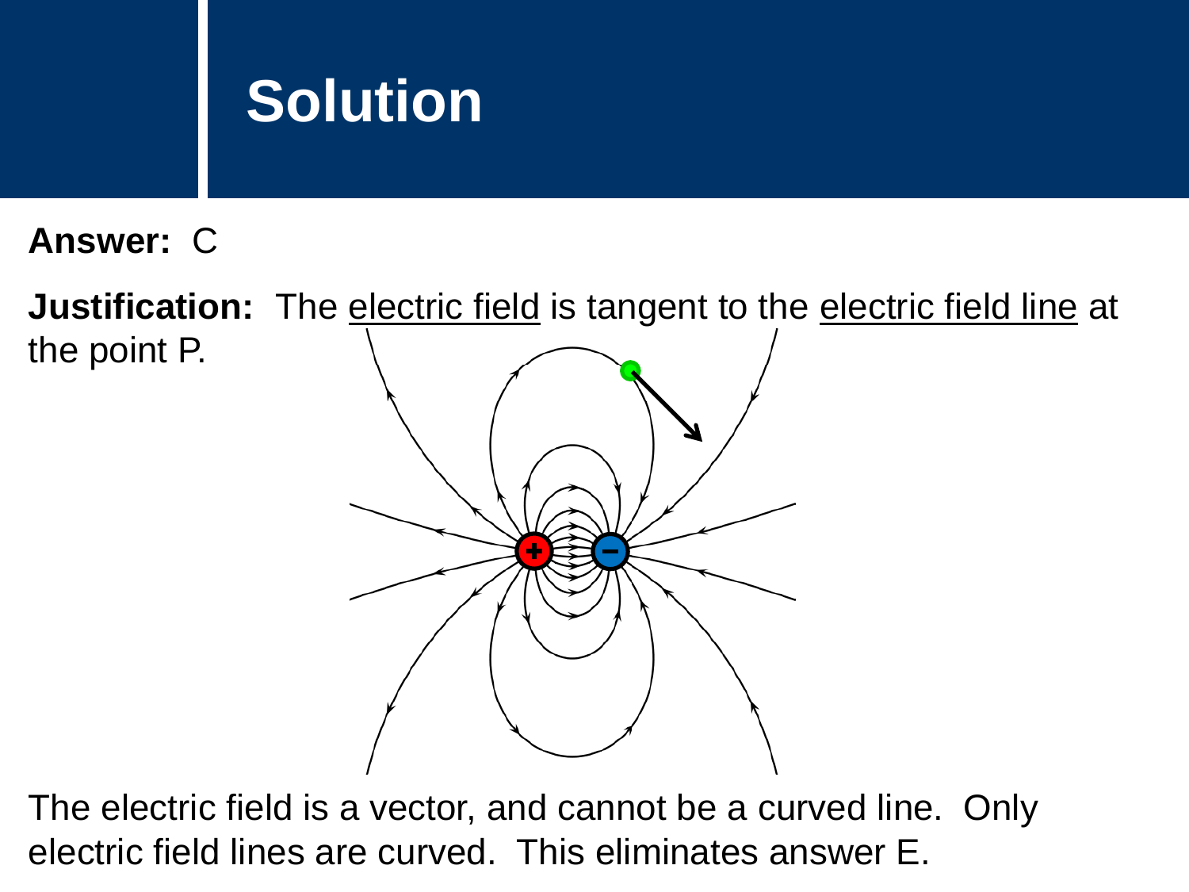# Solution

**Answer:** C

**Justification:** The electric field is tangent to the electric field line at the point P.

The electric field is a vector, and cannot be a curved line. Only electric field lines are curved. This eliminates answer E.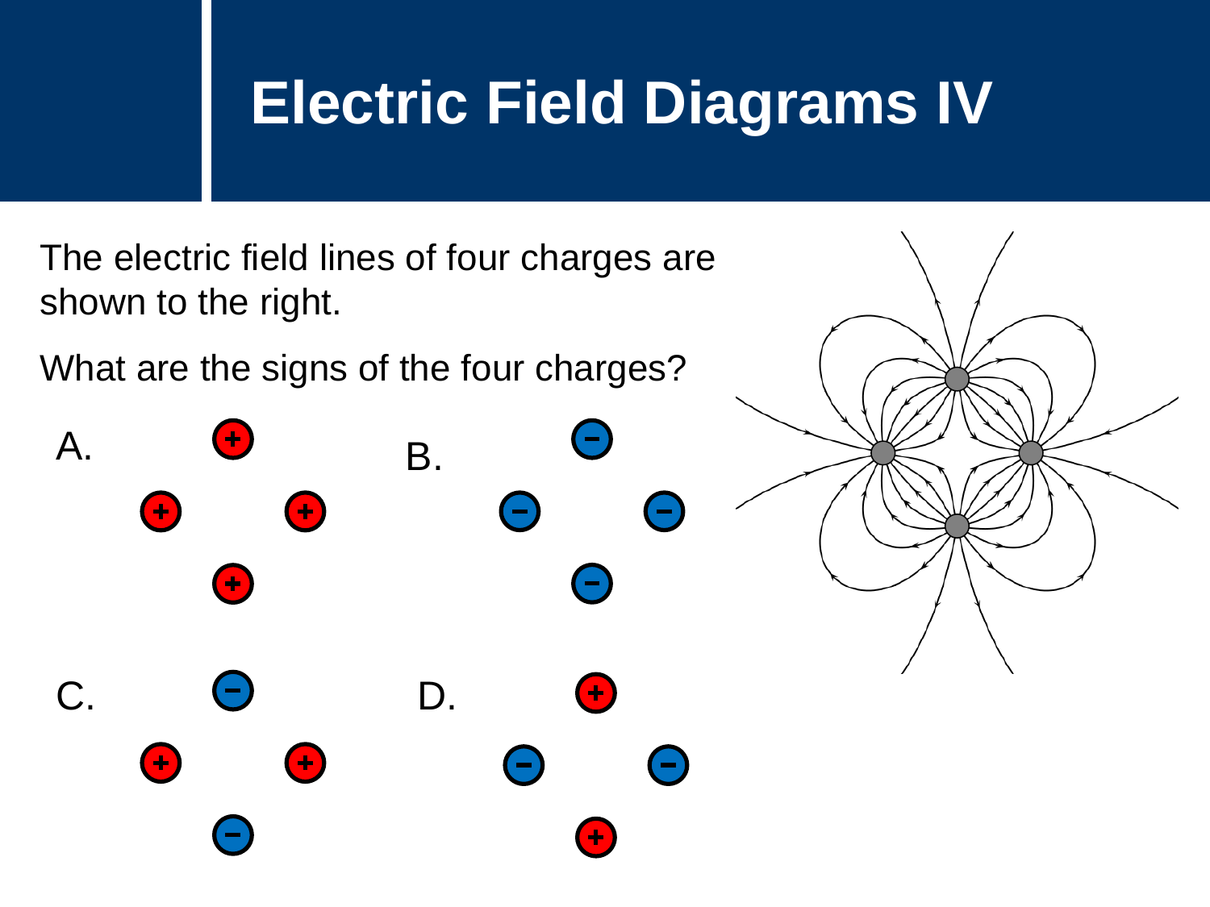# Electric Field Diagrams IV

The electric field lines of four charges are shown to the right.

What are the signs of the four charges?

A. + + + +

B. − − − −

C. − + + −

D. + − − +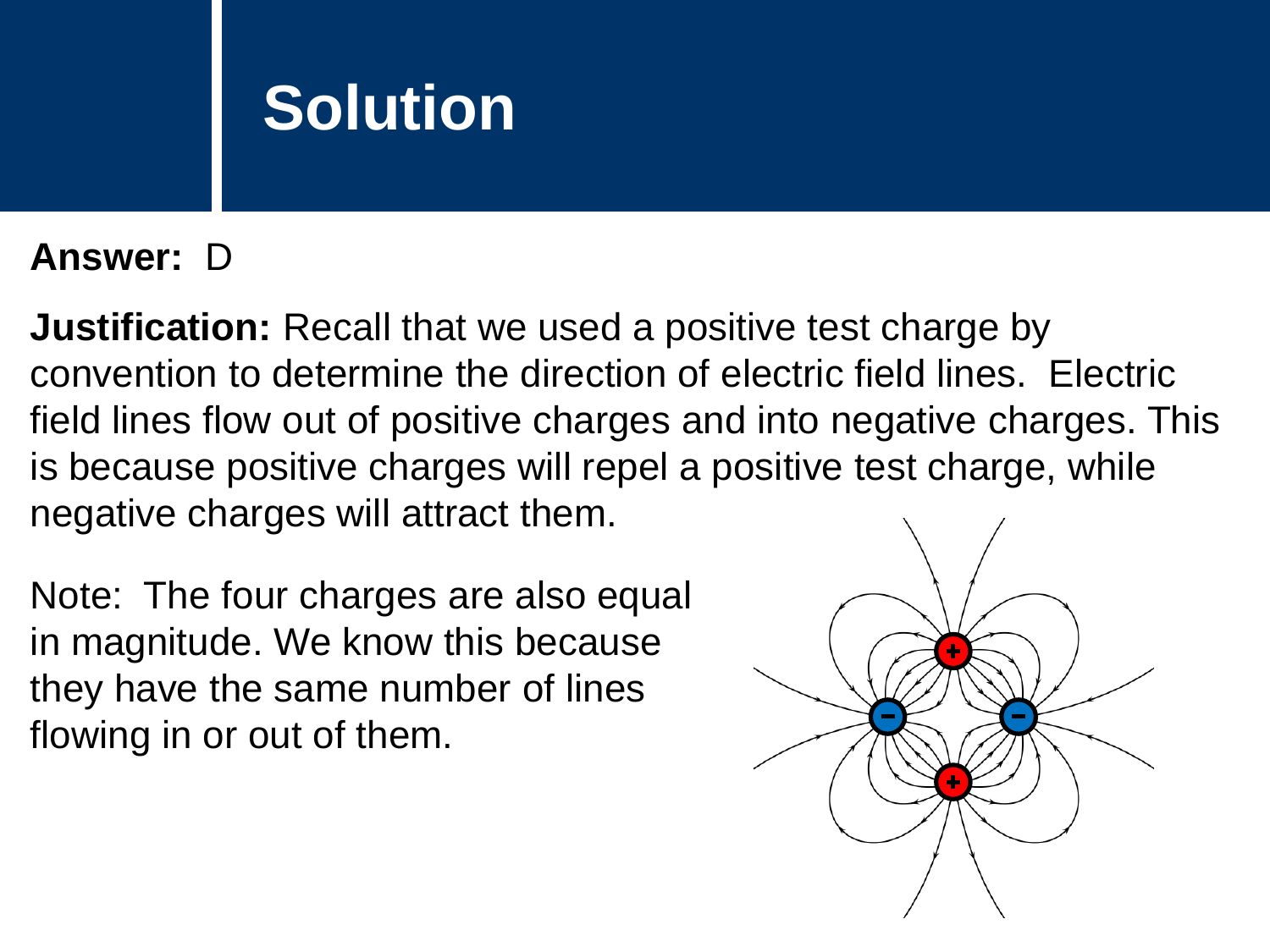# Solution

**Answer:** D

**Justification:** Recall that we used a positive test charge by convention to determine the direction of electric field lines. Electric field lines flow out of positive charges and into negative charges. This is because positive charges will repel a positive test charge, while negative charges will attract them.

Note: The four charges are also equal in magnitude. We know this because they have the same number of lines flowing in or out of them.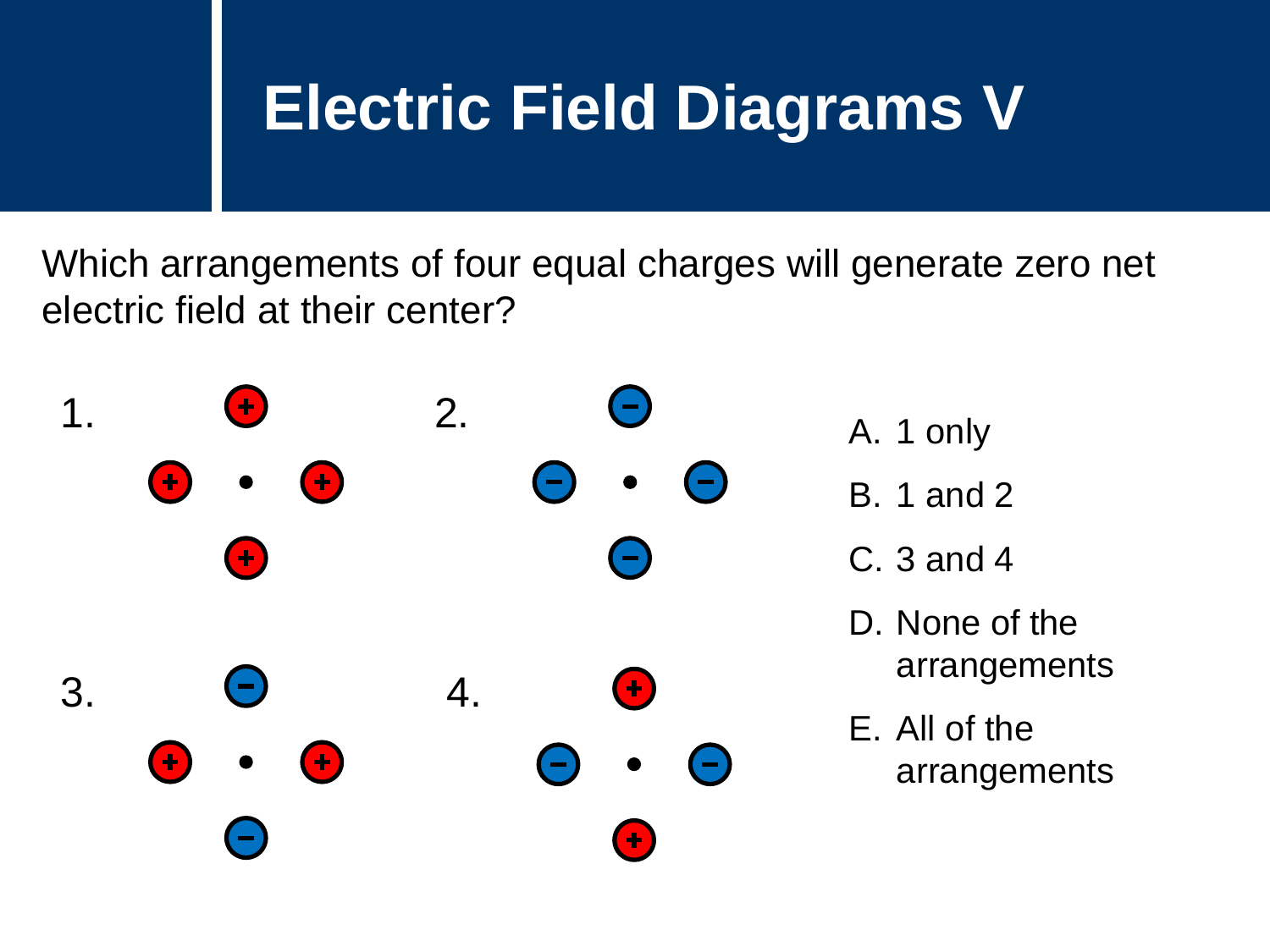# Electric Field Diagrams V

Which arrangements of four equal charges will generate zero net electric field at their center?

1.

2.

3.

4.

A. 1 only

B. 1 and 2

C. 3 and 4

D. None of the arrangements

E. All of the arrangements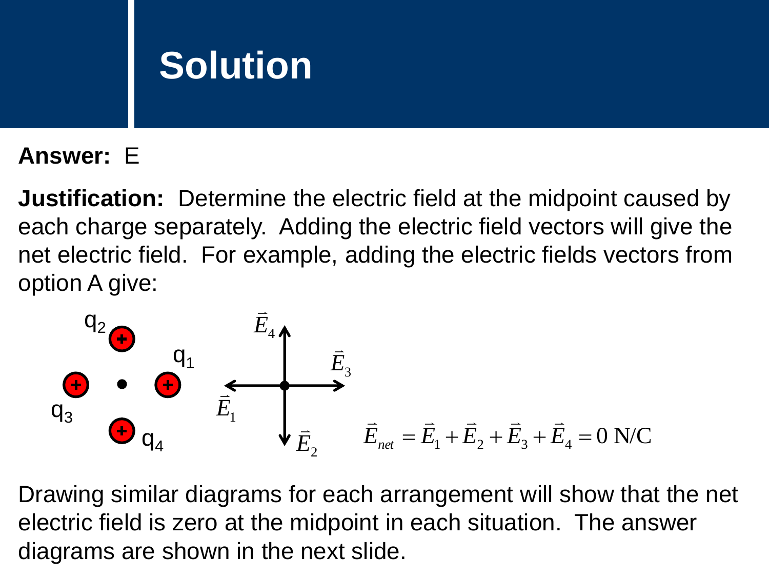# Solution

**Answer:** E

**Justification:** Determine the electric field at the midpoint caused by each charge separately. Adding the electric field vectors will give the net electric field. For example, adding the electric fields vectors from option A give:

$$\vec{E}_{net} = \vec{E}_1 + \vec{E}_2 + \vec{E}_3 + \vec{E}_4 = 0 \text{ N/C}$$

Drawing similar diagrams for each arrangement will show that the net electric field is zero at the midpoint in each situation. The answer diagrams are shown in the next slide.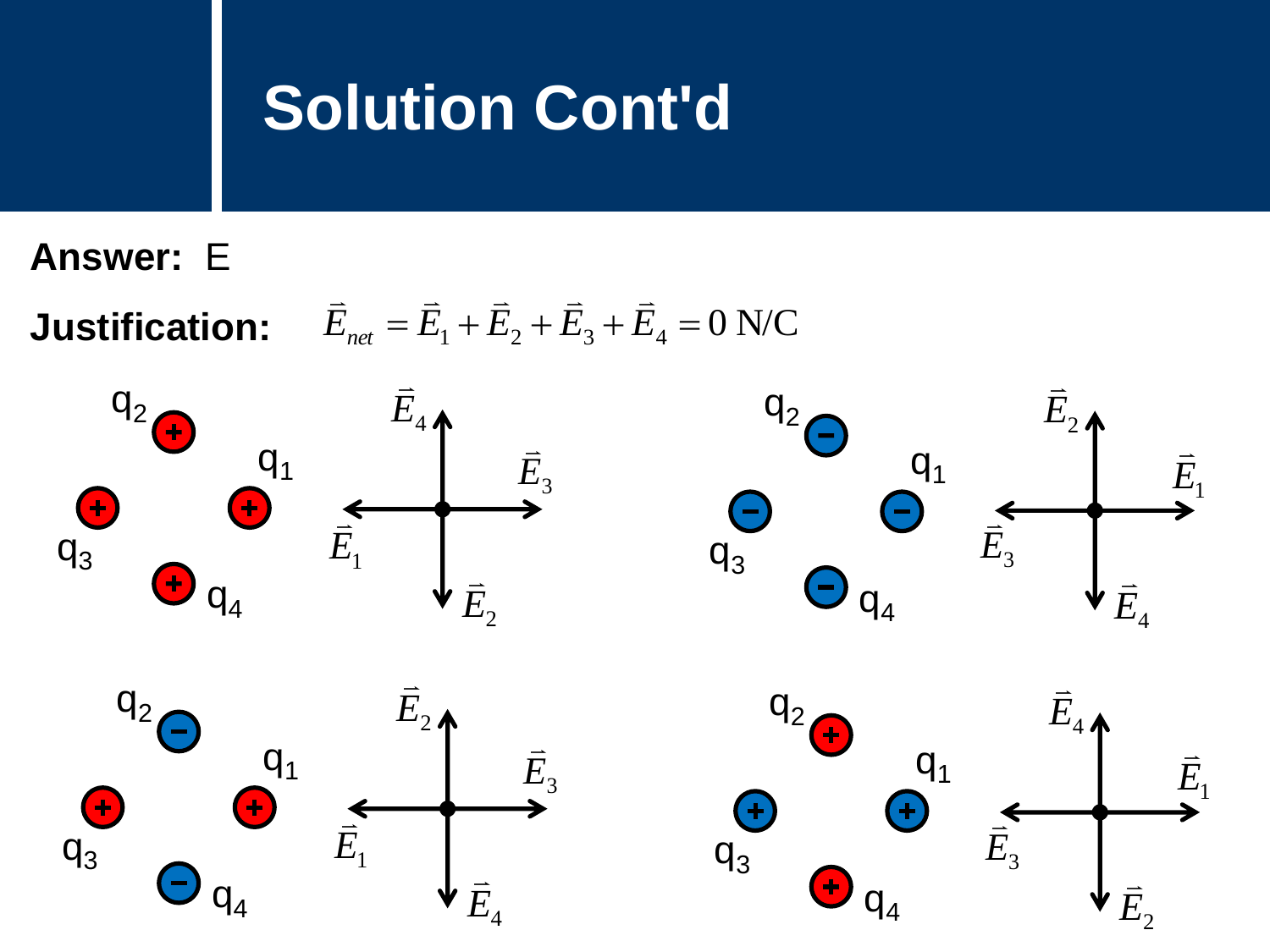# Solution Cont'd

**Answer:** E

**Justification:** $\vec{E}_{net} = \vec{E}_1 + \vec{E}_2 + \vec{E}_3 + \vec{E}_4 = 0 \text{ N/C}$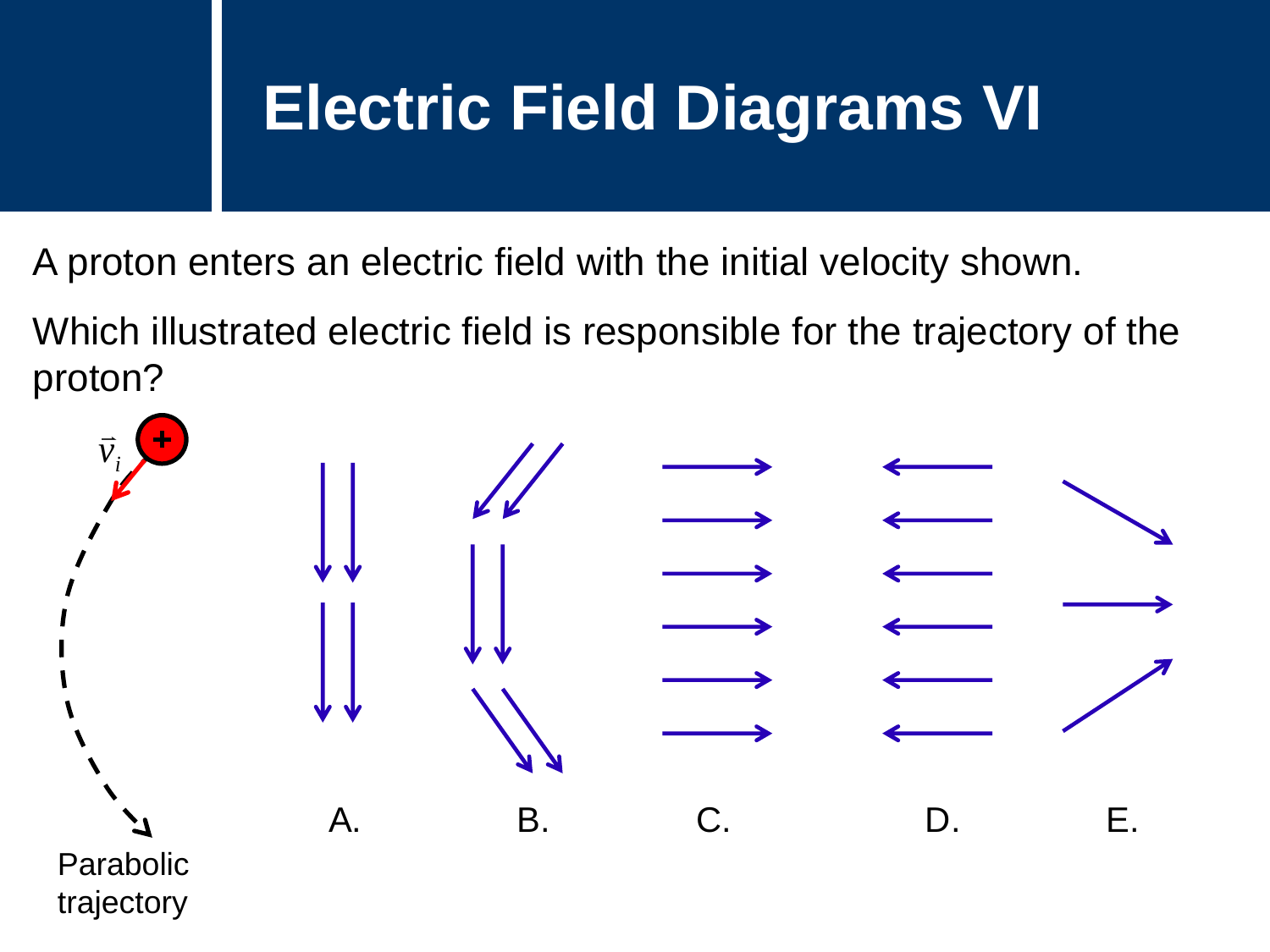# Electric Field Diagrams VI

A proton enters an electric field with the initial velocity shown.

Which illustrated electric field is responsible for the trajectory of the proton?

$\vec{v}_i$

Parabolic trajectory

A. B. C. D. E.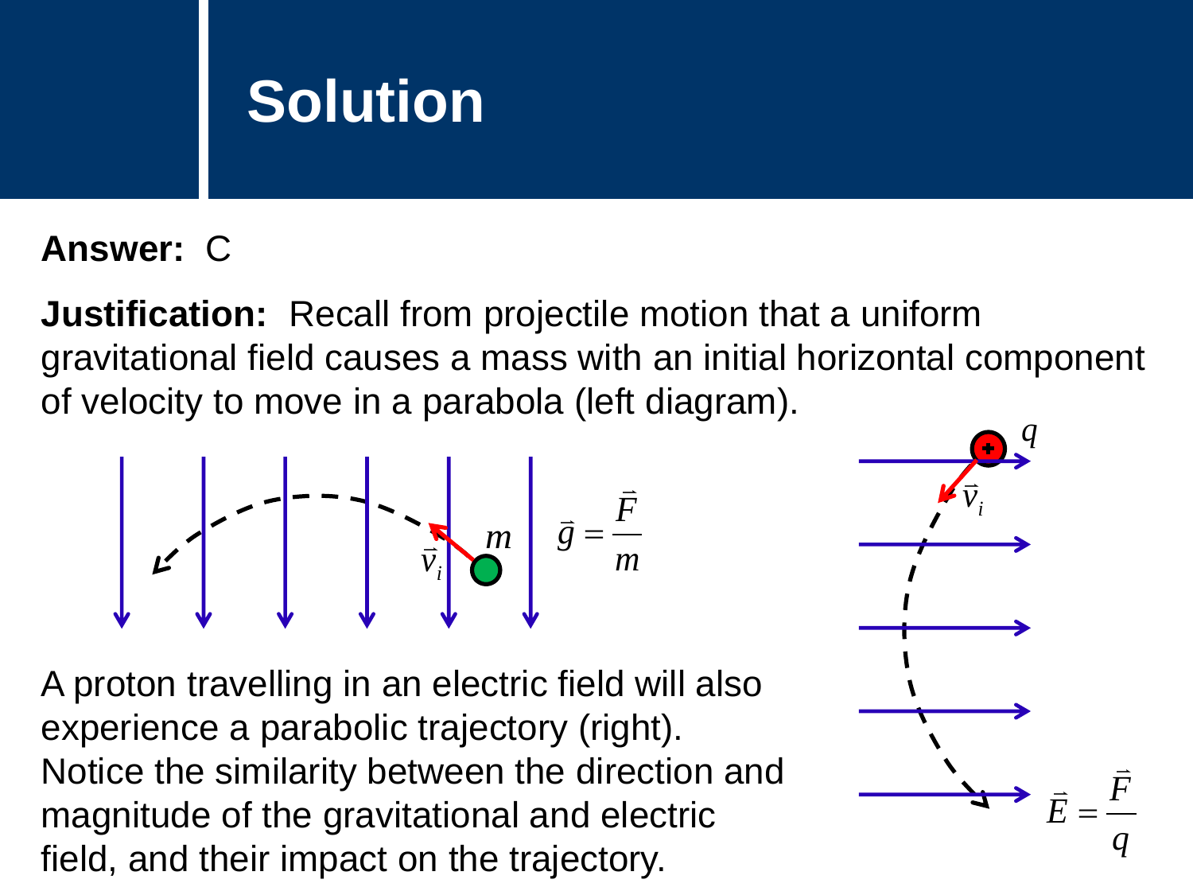# Solution

**Answer:** C

**Justification:** Recall from projectile motion that a uniform gravitational field causes a mass with an initial horizontal component of velocity to move in a parabola (left diagram).

$$\vec{g} = \frac{\vec{F}}{m}$$

A proton travelling in an electric field will also experience a parabolic trajectory (right). Notice the similarity between the direction and magnitude of the gravitational and electric field, and their impact on the trajectory.

$$\vec{E} = \frac{\vec{F}}{q}$$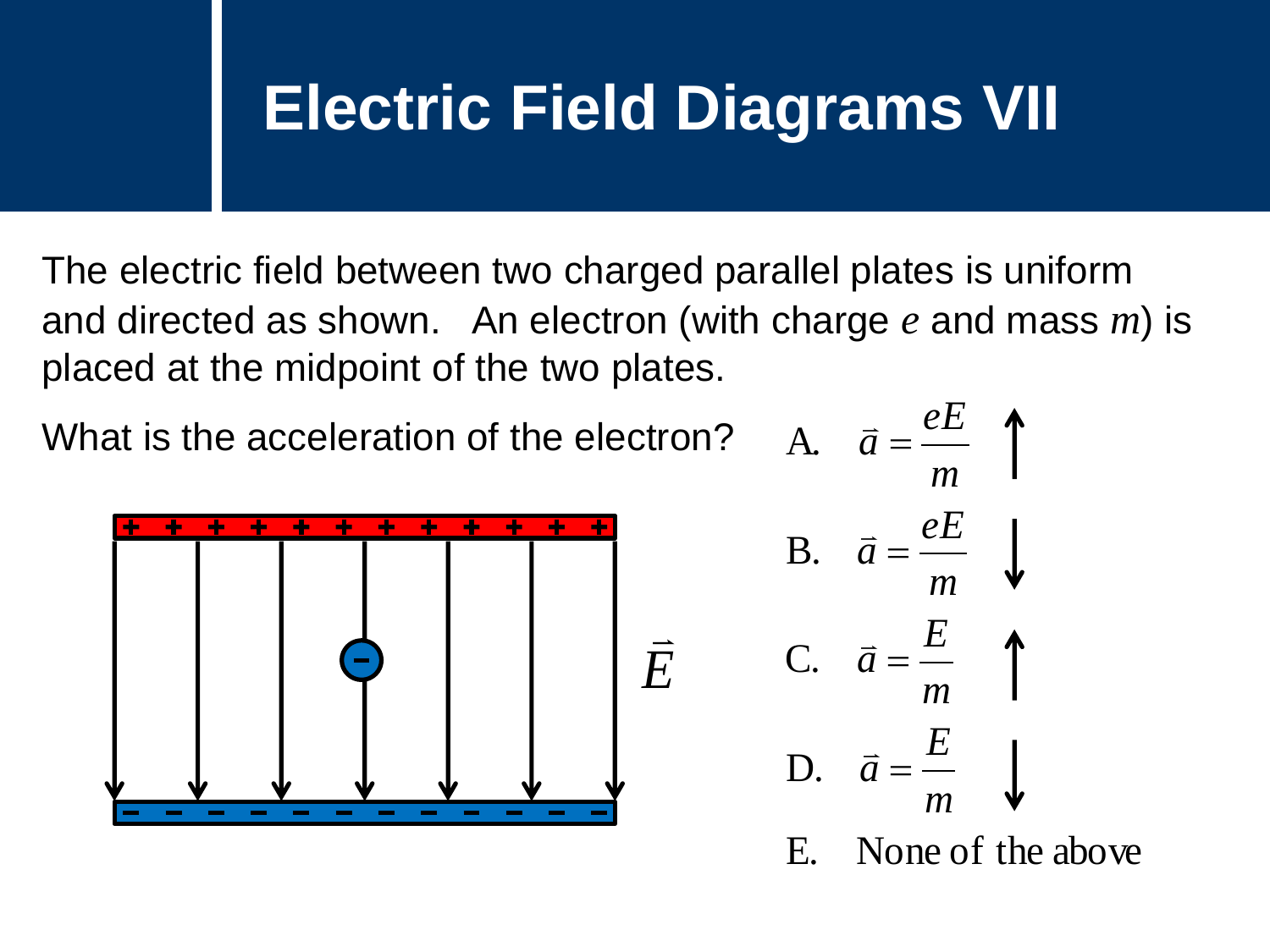# Electric Field Diagrams VII

The electric field between two charged parallel plates is uniform and directed as shown. An electron (with charge *e* and mass *m*) is placed at the midpoint of the two plates.

What is the acceleration of the electron?

A. $\vec{a} = \dfrac{eE}{m}$ ↑

B. $\vec{a} = \dfrac{eE}{m}$ ↓

C. $\vec{a} = \dfrac{E}{m}$ ↑

D. $\vec{a} = \dfrac{E}{m}$ ↓

E. None of the above

$\vec{E}$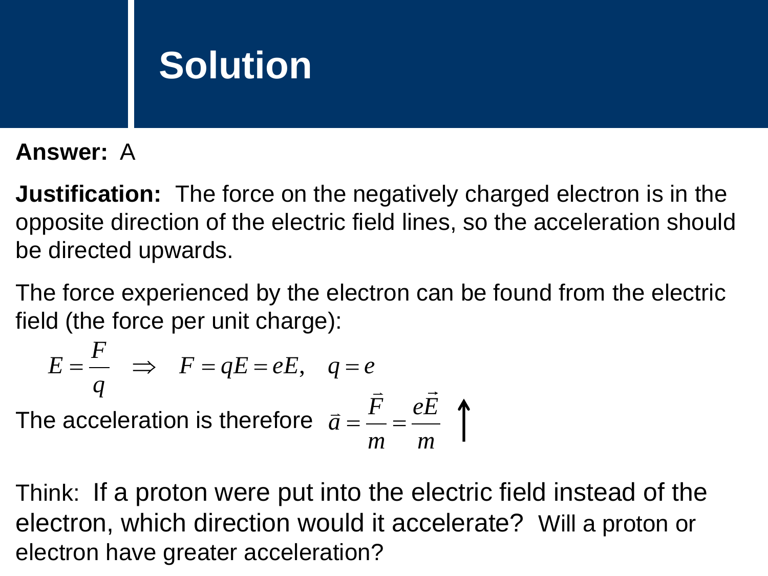# Solution

**Answer:** A

**Justification:** The force on the negatively charged electron is in the opposite direction of the electric field lines, so the acceleration should be directed upwards.

The force experienced by the electron can be found from the electric field (the force per unit charge):

$$E = \frac{F}{q} \quad \Rightarrow \quad F = qE = eE, \quad q = e$$

The acceleration is therefore $\vec{a} = \frac{\vec{F}}{m} = \frac{e\vec{E}}{m}$ ↑

Think: If a proton were put into the electric field instead of the electron, which direction would it accelerate? Will a proton or electron have greater acceleration?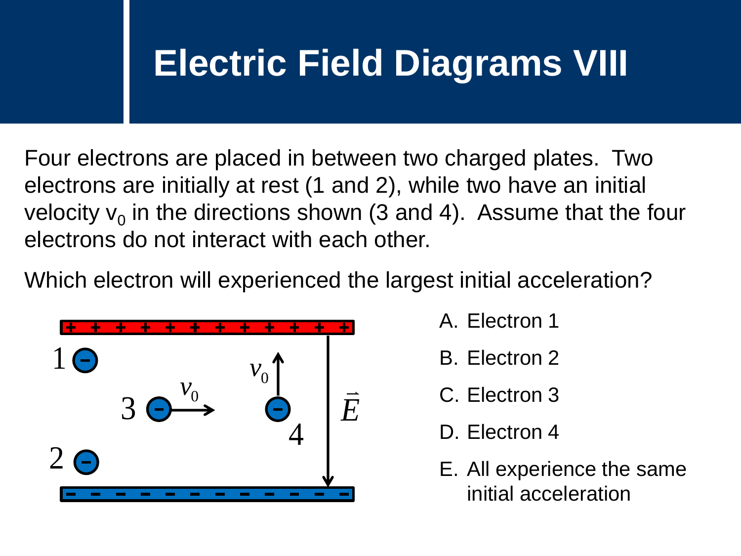# Electric Field Diagrams VIII

Four electrons are placed in between two charged plates. Two electrons are initially at rest (1 and 2), while two have an initial velocity $v_0$ in the directions shown (3 and 4). Assume that the four electrons do not interact with each other.

Which electron will experienced the largest initial acceleration?

A. Electron 1

B. Electron 2

C. Electron 3

D. Electron 4

E. All experience the same initial acceleration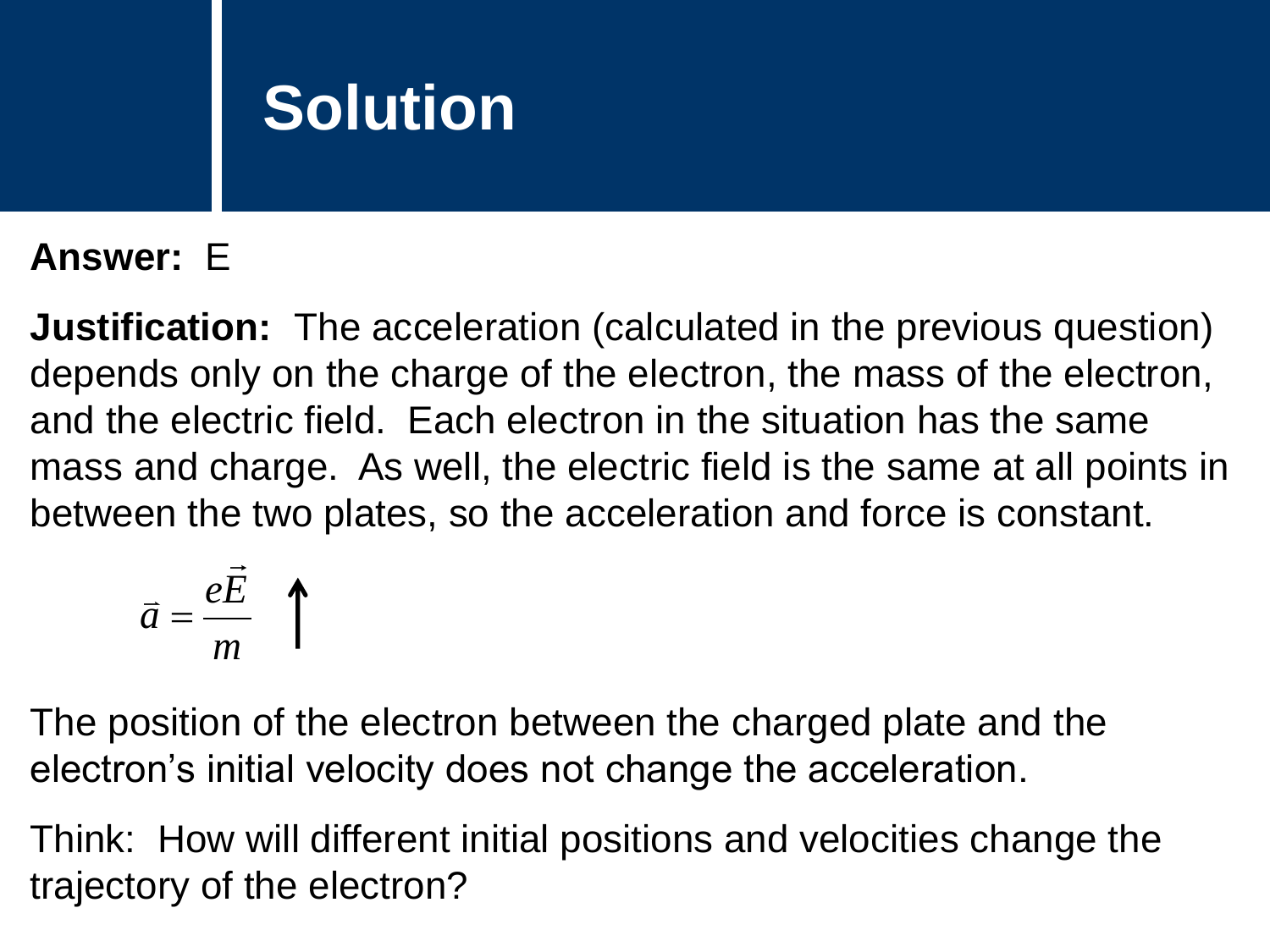# Solution

**Answer:** E

**Justification:** The acceleration (calculated in the previous question) depends only on the charge of the electron, the mass of the electron, and the electric field. Each electron in the situation has the same mass and charge. As well, the electric field is the same at all points in between the two plates, so the acceleration and force is constant.

$$\vec{a} = \frac{e\vec{E}}{m} \uparrow$$

The position of the electron between the charged plate and the electron's initial velocity does not change the acceleration.

Think: How will different initial positions and velocities change the trajectory of the electron?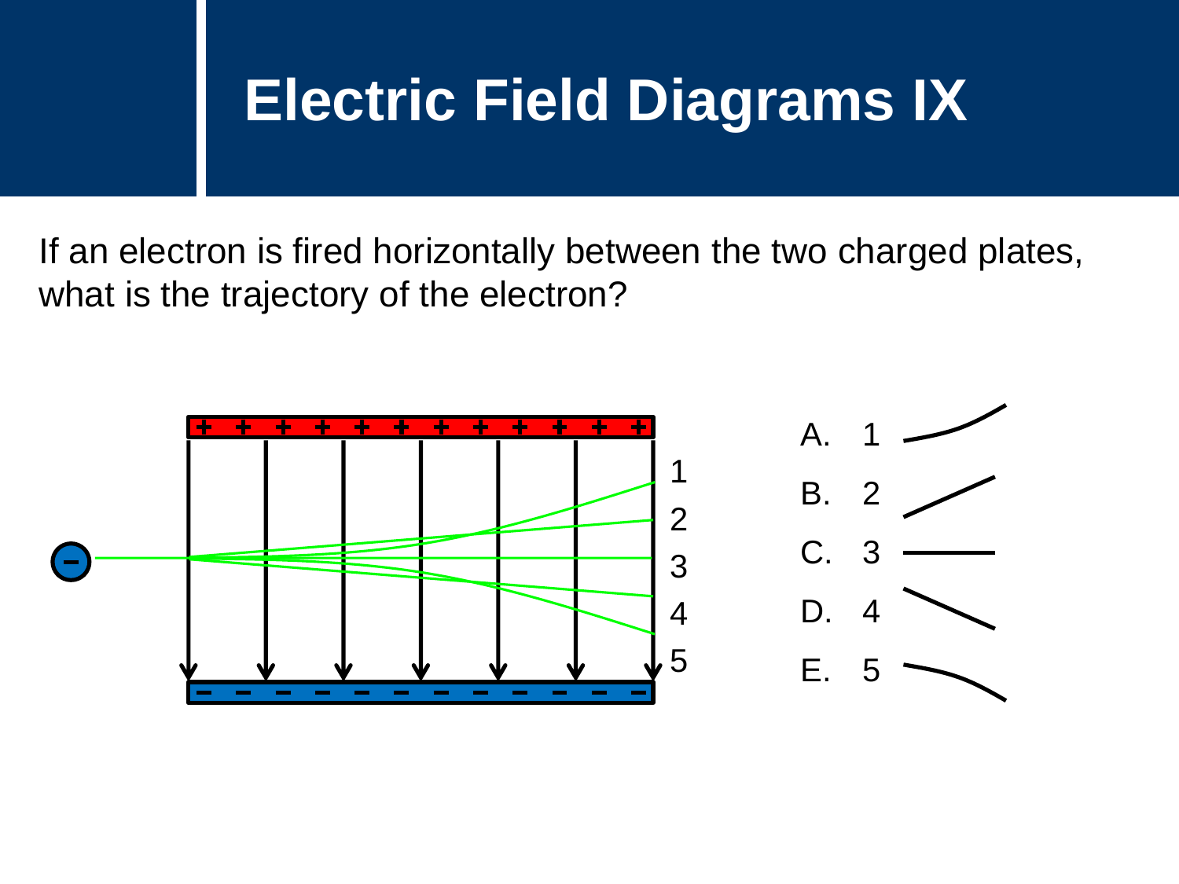# Electric Field Diagrams IX

If an electron is fired horizontally between the two charged plates, what is the trajectory of the electron?

A. 1

B. 2

C. 3

D. 4

E. 5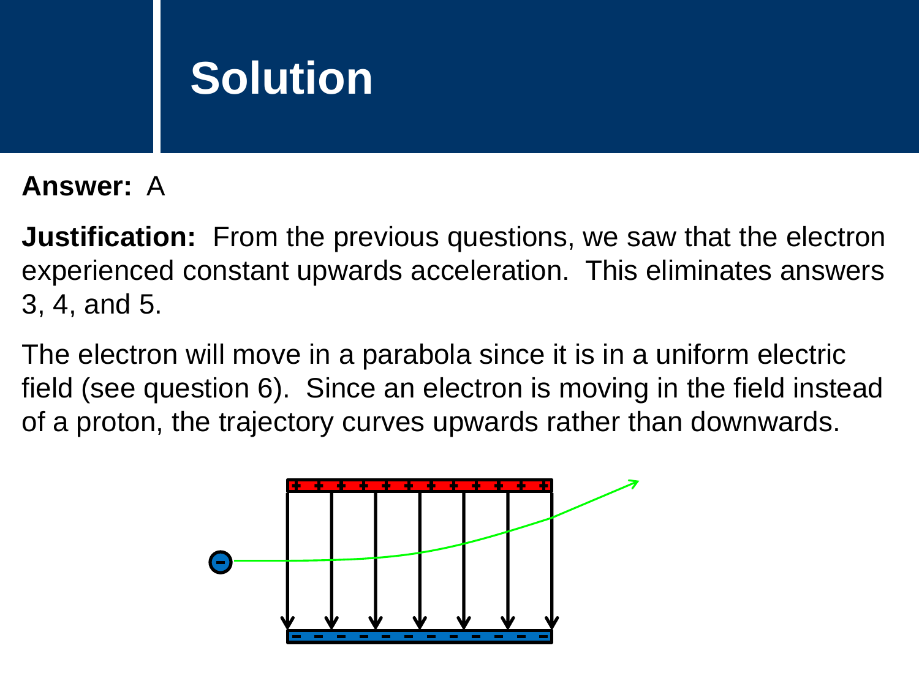# Solution

**Answer:** A

**Justification:** From the previous questions, we saw that the electron experienced constant upwards acceleration. This eliminates answers 3, 4, and 5.

The electron will move in a parabola since it is in a uniform electric field (see question 6). Since an electron is moving in the field instead of a proton, the trajectory curves upwards rather than downwards.